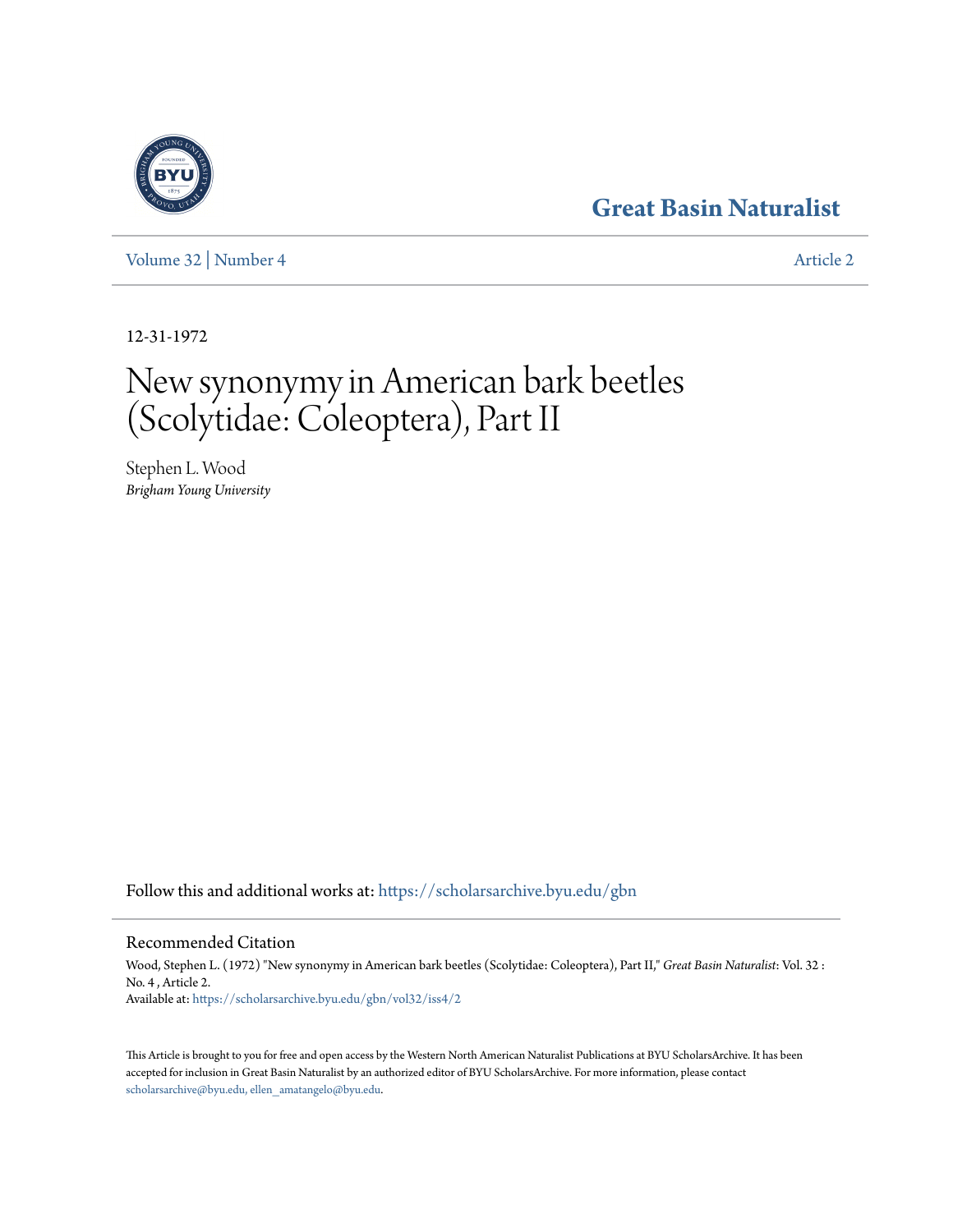Great Basin Naturalist

Volume 32 | Number 4 Article 2

12-31-1972

# New synonymy in American bark beetles (Scolytidae: Coleoptera), Part II

Stephen L. Wood
*Brigham Young University*

Follow this and additional works at: https://scholarsarchive.byu.edu/gbn

## Recommended Citation

Wood, Stephen L. (1972) "New synonymy in American bark beetles (Scolytidae: Coleoptera), Part II," *Great Basin Naturalist*: Vol. 32 : No. 4 , Article 2.
Available at: https://scholarsarchive.byu.edu/gbn/vol32/iss4/2

This Article is brought to you for free and open access by the Western North American Naturalist Publications at BYU ScholarsArchive. It has been accepted for inclusion in Great Basin Naturalist by an authorized editor of BYU ScholarsArchive. For more information, please contact scholarsarchive@byu.edu, ellen_amatangelo@byu.edu.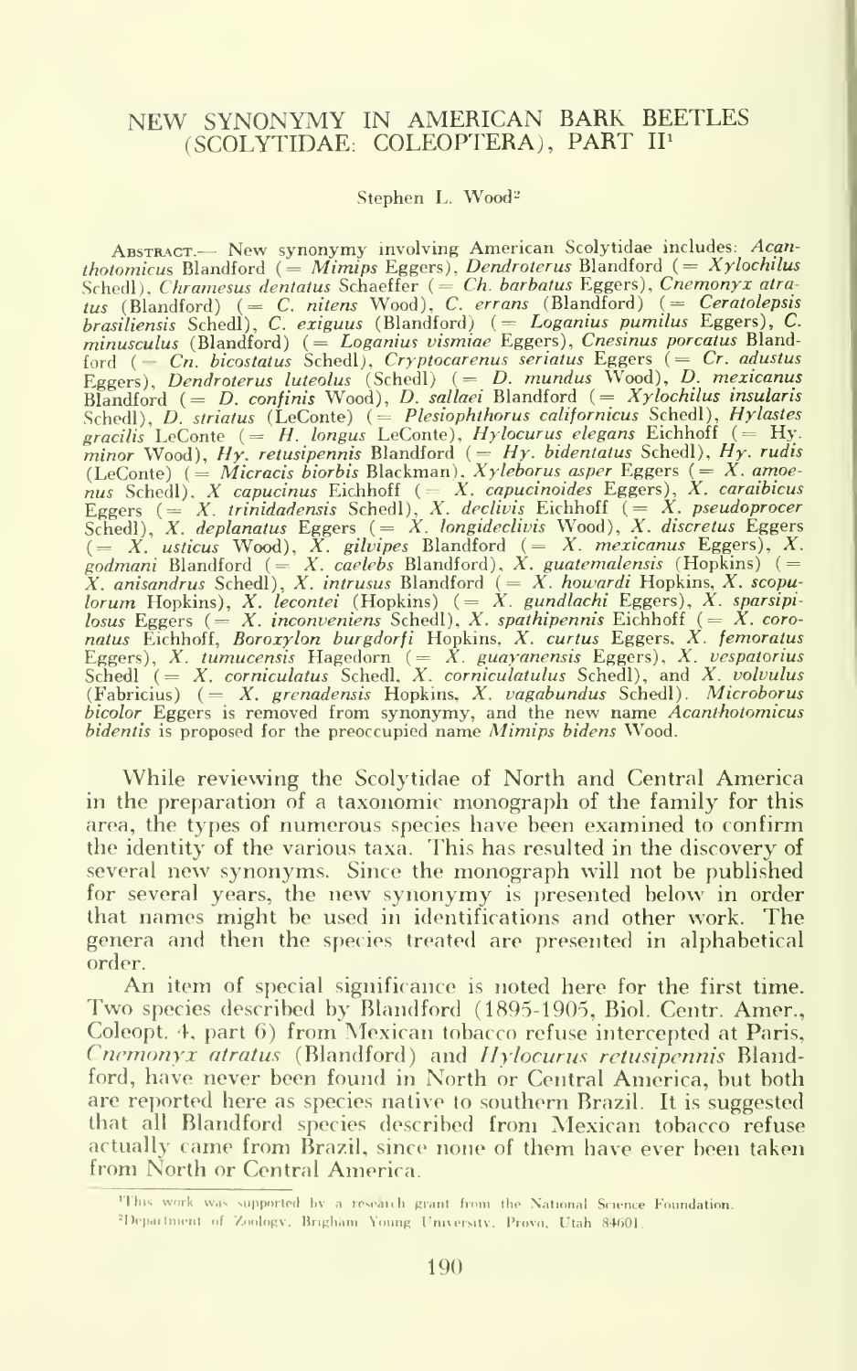# NEW SYNONYMY IN AMERICAN BARK BEETLES (SCOLYTIDAE: COLEOPTERA), PART II[1]

Stephen L. Wood[2]

Abstract.— New synonymy involving American Scolytidae includes: *Acanthotomicus* Blandford (= *Mimips* Eggers), *Dendroterus* Blandford (= *Xylochilus* Schedl), *Chramesus dentatus* Schaeffer (= *Ch. barbatus* Eggers), *Cnemonyx atratus* (Blandford) (= *C. nitens* Wood), *C. errans* (Blandford) (= *Ceratolepsis brasiliensis* Schedl), *C. exiguus* (Blandford) (= *Loganius pumilus* Eggers), *C. minusculus* (Blandford) (= *Loganius vismiae* Eggers), *Cnesinus porcatus* Blandford (= *Cn. bicostatus* Schedl), *Cryptocarenus seriatus* Eggers (= *Cr. adustus* Eggers), *Dendroterus luteolus* (Schedl) (= *D. mundus* Wood), *D. mexicanus* Blandford (= *D. confinis* Wood), *D. sallaei* Blandford (= *Xylochilus insularis* Schedl), *D. striatus* (LeConte) (= *Plesiophthorus californicus* Schedl), *Hylastes gracilis* LeConte (= *H. longus* LeConte), *Hylocurus elegans* Eichhoff (= *Hy. minor* Wood), *Hy. retusipennis* Blandford (= *Hy. bidentatus* Schedl), *Hy. rudis* (LeConte) (= *Micracis biorbis* Blackman), *Xyleborus asper* Eggers (= *X. amoenus* Schedl), *X capucinus* Eichhoff (= *X. capucinoides* Eggers), *X. caraibicus* Eggers (= *X. trinidadensis* Schedl), *X. declivis* Eichhoff (= *X. pseudoprocer* Schedl), *X. deplanatus* Eggers (= *X. longideclivis* Wood), *X. discretus* Eggers (= *X. usticus* Wood), *X. gilvipes* Blandford (= *X. mexicanus* Eggers), *X. godmani* Blandford (= *X. caelebs* Blandford), *X. guatemalensis* (Hopkins) (= *X. anisandrus* Schedl), *X. intrusus* Blandford (= *X. howardi* Hopkins, *X. scopulorum* Hopkins), *X. lecontei* (Hopkins) (= *X. gundlachi* Eggers), *X. sparsipilosus* Eggers (= *X. inconveniens* Schedl), *X. spathipennis* Eichhoff (= *X. coronatus* Eichhoff, *Boroxylon burgdorfi* Hopkins, *X. curtus* Eggers, *X. femoratus* Eggers), *X. tumucensis* Hagedorn (= *X. guayanensis* Eggers), *X. vespatorius* Schedl (= *X. corniculatus* Schedl, *X. corniculatulus* Schedl), and *X. volvulus* (Fabricius) (= *X. grenadensis* Hopkins, *X. vagabundus* Schedl). *Microborus bicolor* Eggers is removed from synonymy, and the new name *Acanthotomicus bidentis* is proposed for the preoccupied name *Mimips bidens* Wood.

While reviewing the Scolytidae of North and Central America in the preparation of a taxonomic monograph of the family for this area, the types of numerous species have been examined to confirm the identity of the various taxa. This has resulted in the discovery of several new synonyms. Since the monograph will not be published for several years, the new synonymy is presented below in order that names might be used in identifications and other work. The genera and then the species treated are presented in alphabetical order.

An item of special significance is noted here for the first time. Two species described by Blandford (1895-1905, Biol. Centr. Amer., Coleopt. 4, part 6) from Mexican tobacco refuse intercepted at Paris, *Cnemonyx atratus* (Blandford) and *Hylocurus retusipennis* Blandford, have never been found in North or Central America, but both are reported here as species native to southern Brazil. It is suggested that all Blandford species described from Mexican tobacco refuse actually came from Brazil, since none of them have ever been taken from North or Central America.

[1] This work was supported by a research grant from the National Science Foundation.

[2] Department of Zoology, Brigham Young University, Provo, Utah 84601.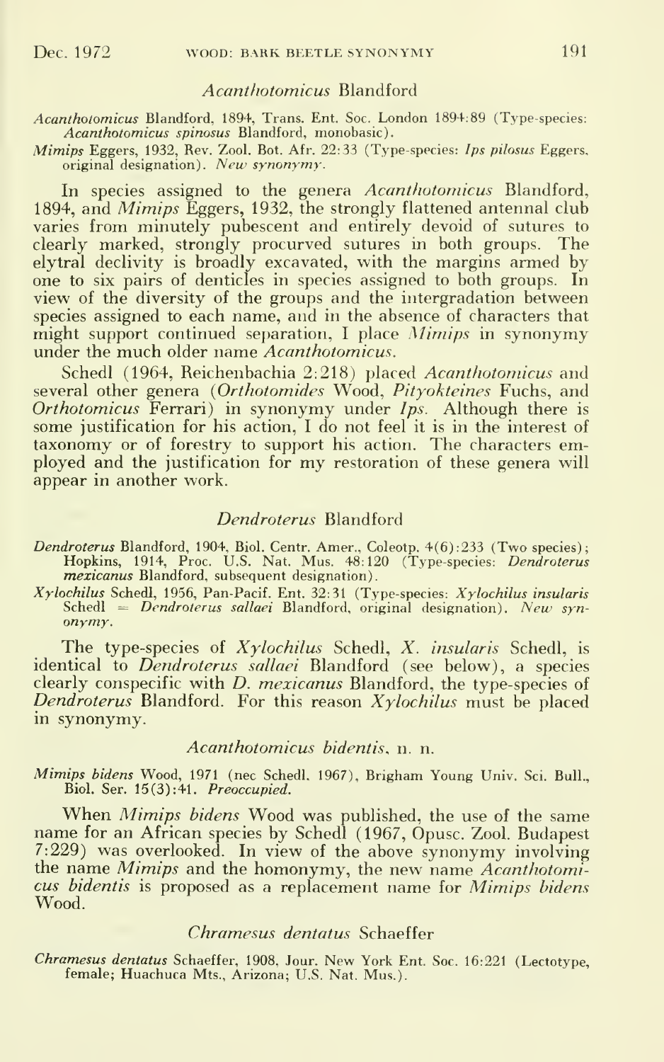### *Acanthotomicus* Blandford

*Acanthotomicus* Blandford, 1894, Trans. Ent. Soc. London 1894:89 (Type-species: *Acanthotomicus spinosus* Blandford, monobasic).

*Mimips* Eggers, 1932, Rev. Zool. Bot. Afr. 22:33 (Type-species: *Ips pilosus* Eggers, original designation). *New synonymy.*

In species assigned to the genera *Acanthotomicus* Blandford, 1894, and *Mimips* Eggers, 1932, the strongly flattened antennal club varies from minutely pubescent and entirely devoid of sutures to clearly marked, strongly procurved sutures in both groups. The elytral declivity is broadly excavated, with the margins armed by one to six pairs of denticles in species assigned to both groups. In view of the diversity of the groups and the intergradation between species assigned to each name, and in the absence of characters that might support continued separation, I place *Mimips* in synonymy under the much older name *Acanthotomicus*.

Schedl (1964, Reichenbachia 2:218) placed *Acanthotomicus* and several other genera (*Orthotomides* Wood, *Pityokteines* Fuchs, and *Orthotomicus* Ferrari) in synonymy under *Ips*. Although there is some justification for his action, I do not feel it is in the interest of taxonomy or of forestry to support his action. The characters employed and the justification for my restoration of these genera will appear in another work.

### *Dendroterus* Blandford

*Dendroterus* Blandford, 1904, Biol. Centr. Amer., Coleotp. 4(6):233 (Two species); Hopkins, 1914, Proc. U.S. Nat. Mus. 48:120 (Type-species: *Dendroterus mexicanus* Blandford, subsequent designation).

*Xylochilus* Schedl, 1956, Pan-Pacif. Ent. 32:31 (Type-species: *Xylochilus insularis* Schedl = *Dendroterus sallaei* Blandford, original designation). *New synonymy.*

The type-species of *Xylochilus* Schedl, *X. insularis* Schedl, is identical to *Dendroterus sallaei* Blandford (see below), a species clearly conspecific with *D. mexicanus* Blandford, the type-species of *Dendroterus* Blandford. For this reason *Xylochilus* must be placed in synonymy.

### *Acanthotomicus bidentis*, n. n.

*Mimips bidens* Wood, 1971 (nec Schedl, 1967), Brigham Young Univ. Sci. Bull., Biol. Ser. 15(3):41. *Preoccupied.*

When *Mimips bidens* Wood was published, the use of the same name for an African species by Schedl (1967, Opusc. Zool. Budapest 7:229) was overlooked. In view of the above synonymy involving the name *Mimips* and the homonymy, the new name *Acanthotomicus bidentis* is proposed as a replacement name for *Mimips bidens* Wood.

### *Chramesus dentatus* Schaeffer

*Chramesus dentatus* Schaeffer, 1908, Jour. New York Ent. Soc. 16:221 (Lectotype, female; Huachuca Mts., Arizona; U.S. Nat. Mus.).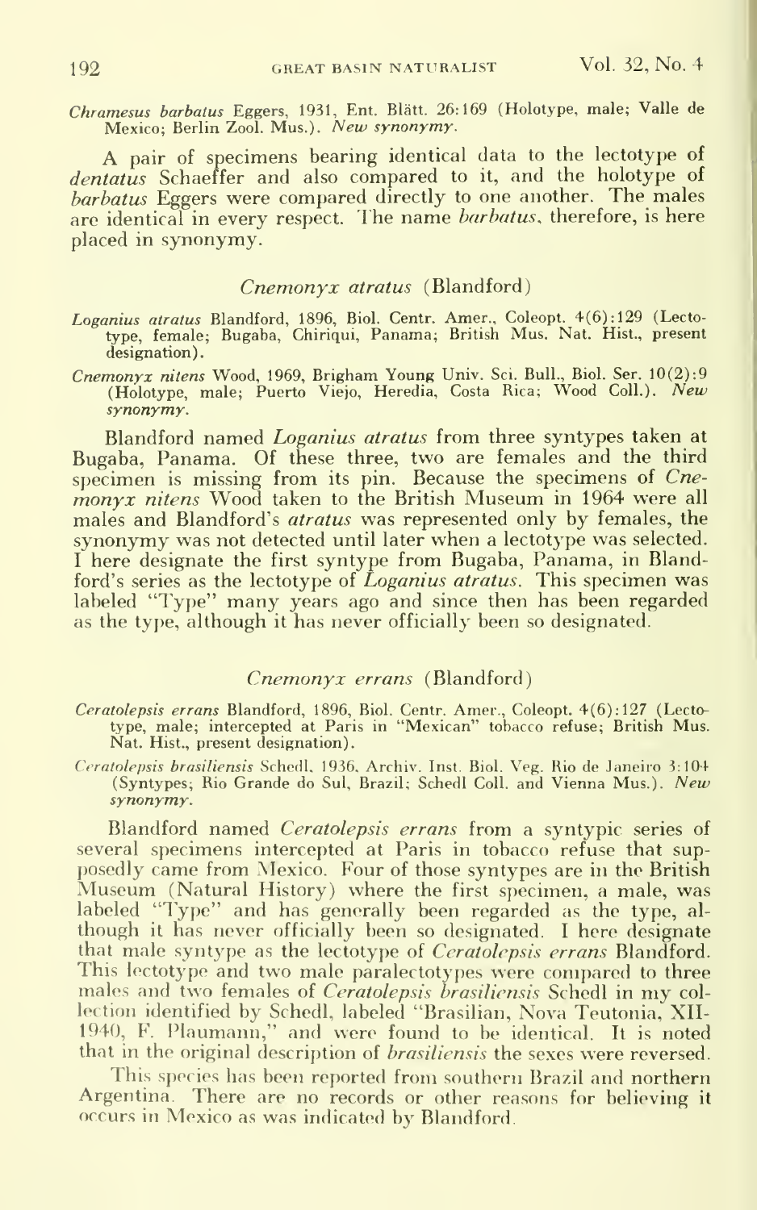*Chramesus barbatus* Eggers, 1931, Ent. Blätt. 26:169 (Holotype, male; Valle de Mexico; Berlin Zool. Mus.). *New synonymy*.

A pair of specimens bearing identical data to the lectotype of *dentatus* Schaeffer and also compared to it, and the holotype of *barbatus* Eggers were compared directly to one another. The males are identical in every respect. The name *barbatus*, therefore, is here placed in synonymy.

### *Cnemonyx atratus* (Blandford)

*Loganius atratus* Blandford, 1896, Biol. Centr. Amer., Coleopt. 4(6):129 (Lectotype, female; Bugaba, Chiriqui, Panama; British Mus. Nat. Hist., present designation).

*Cnemonyx nitens* Wood, 1969, Brigham Young Univ. Sci. Bull., Biol. Ser. 10(2):9 (Holotype, male; Puerto Viejo, Heredia, Costa Rica; Wood Coll.). *New synonymy*.

Blandford named *Loganius atratus* from three syntypes taken at Bugaba, Panama. Of these three, two are females and the third specimen is missing from its pin. Because the specimens of *Cnemonyx nitens* Wood taken to the British Museum in 1964 were all males and Blandford's *atratus* was represented only by females, the synonymy was not detected until later when a lectotype was selected. I here designate the first syntype from Bugaba, Panama, in Blandford's series as the lectotype of *Loganius atratus*. This specimen was labeled "Type" many years ago and since then has been regarded as the type, although it has never officially been so designated.

### *Cnemonyx errans* (Blandford)

*Ceratolepsis errans* Blandford, 1896, Biol. Centr. Amer., Coleopt. 4(6):127 (Lectotype, male; intercepted at Paris in "Mexican" tobacco refuse; British Mus. Nat. Hist., present designation).

*Ceratolepsis brasiliensis* Schedl, 1936, Archiv. Inst. Biol. Veg. Rio de Janeiro 3:104 (Syntypes; Rio Grande do Sul, Brazil; Schedl Coll. and Vienna Mus.). *New synonymy*.

Blandford named *Ceratolepsis errans* from a syntypic series of several specimens intercepted at Paris in tobacco refuse that supposedly came from Mexico. Four of those syntypes are in the British Museum (Natural History) where the first specimen, a male, was labeled "Type" and has generally been regarded as the type, although it has never officially been so designated. I here designate that male syntype as the lectotype of *Ceratolepsis errans* Blandford. This lectotype and two male paralectotypes were compared to three males and two females of *Ceratolepsis brasiliensis* Schedl in my collection identified by Schedl, labeled "Brasilian, Nova Teutonia, XII-1940, F. Plaumann," and were found to be identical. It is noted that in the original description of *brasiliensis* the sexes were reversed.

This species has been reported from southern Brazil and northern Argentina. There are no records or other reasons for believing it occurs in Mexico as was indicated by Blandford.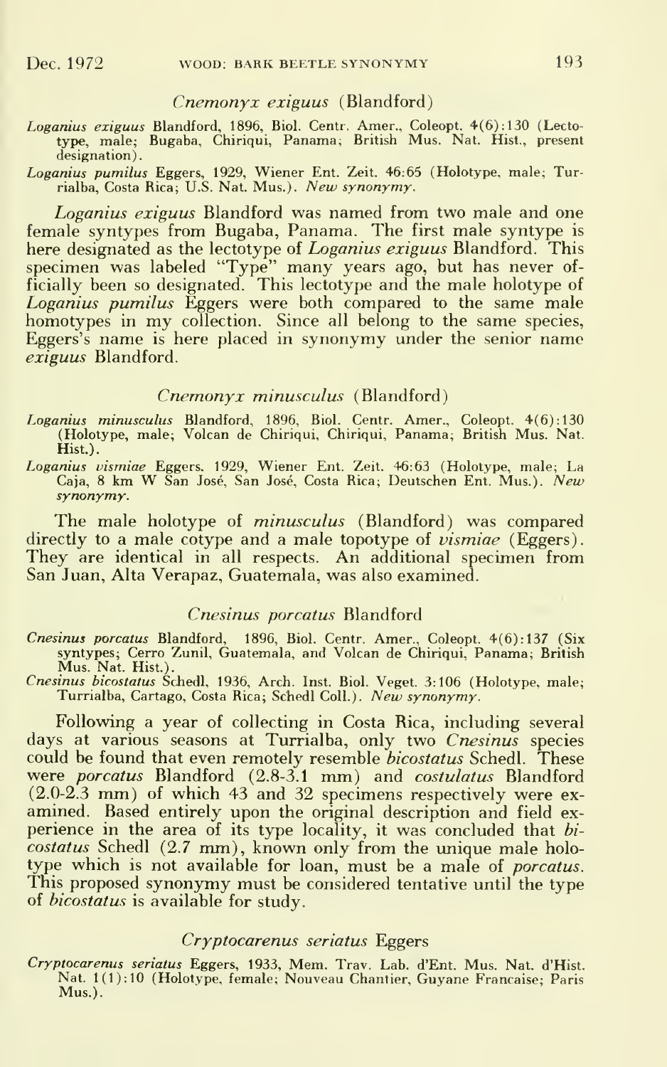### *Cnemonyx exiguus* (Blandford)

*Loganius exiguus* Blandford, 1896, Biol. Centr. Amer., Coleopt. 4(6):130 (Lectotype, male; Bugaba, Chiriqui, Panama; British Mus. Nat. Hist., present designation).

*Loganius pumilus* Eggers, 1929, Wiener Ent. Zeit. 46:65 (Holotype, male; Turrialba, Costa Rica; U.S. Nat. Mus.). *New synonymy.*

*Loganius exiguus* Blandford was named from two male and one female syntypes from Bugaba, Panama. The first male syntype is here designated as the lectotype of *Loganius exiguus* Blandford. This specimen was labeled "Type" many years ago, but has never officially been so designated. This lectotype and the male holotype of *Loganius pumilus* Eggers were both compared to the same male homotypes in my collection. Since all belong to the same species, Eggers's name is here placed in synonymy under the senior name *exiguus* Blandford.

### *Cnemonyx minusculus* (Blandford)

*Loganius minusculus* Blandford, 1896, Biol. Centr. Amer., Coleopt. 4(6):130 (Holotype, male; Volcan de Chiriqui, Chiriqui, Panama; British Mus. Nat. Hist.).

*Loganius vismiae* Eggers. 1929, Wiener Ent. Zeit. 46:63 (Holotype, male; La Caja, 8 km W San José, San José, Costa Rica; Deutschen Ent. Mus.). *New synonymy.*

The male holotype of *minusculus* (Blandford) was compared directly to a male cotype and a male topotype of *vismiae* (Eggers). They are identical in all respects. An additional specimen from San Juan, Alta Verapaz, Guatemala, was also examined.

### *Cnesinus porcatus* Blandford

*Cnesinus porcatus* Blandford, 1896, Biol. Centr. Amer., Coleopt. 4(6):137 (Six syntypes; Cerro Zunil, Guatemala, and Volcan de Chiriqui, Panama; British Mus. Nat. Hist.).

*Cnesinus bicostatus* Schedl, 1936, Arch. Inst. Biol. Veget. 3:106 (Holotype, male; Turrialba, Cartago, Costa Rica; Schedl Coll.). *New synonymy.*

Following a year of collecting in Costa Rica, including several days at various seasons at Turrialba, only two *Cnesinus* species could be found that even remotely resemble *bicostatus* Schedl. These were *porcatus* Blandford (2.8-3.1 mm) and *costulatus* Blandford (2.0-2.3 mm) of which 43 and 32 specimens respectively were examined. Based entirely upon the original description and field experience in the area of its type locality, it was concluded that *bicostatus* Schedl (2.7 mm), known only from the unique male holotype which is not available for loan, must be a male of *porcatus*. This proposed synonymy must be considered tentative until the type of *bicostatus* is available for study.

### *Cryptocarenus seriatus* Eggers

*Cryptocarenus seriatus* Eggers, 1933, Mem. Trav. Lab. d'Ent. Mus. Nat. d'Hist. Nat. 1(1):10 (Holotype, female; Nouveau Chantier, Guyane Francaise; Paris Mus.).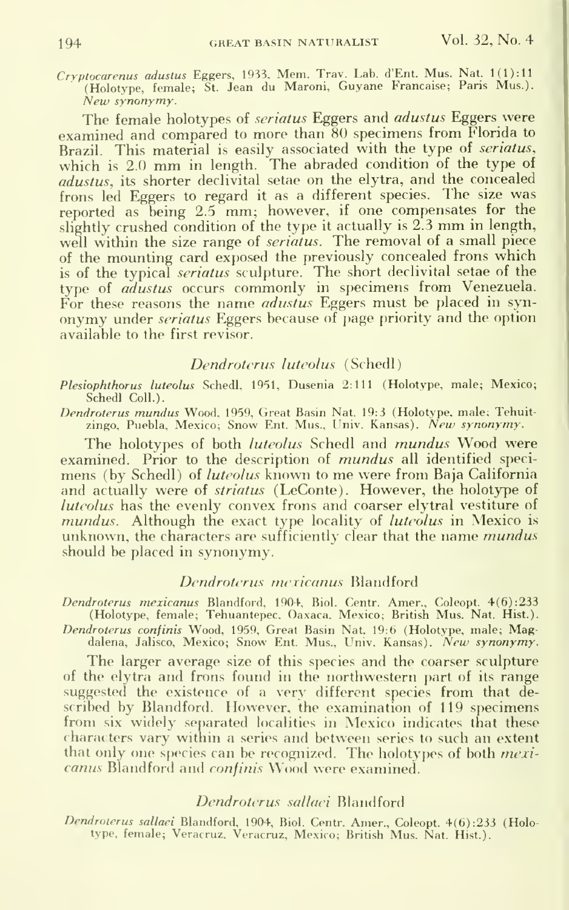*Cryptocarenus adustus* Eggers, 1933, Mem. Trav. Lab. d'Ent. Mus. Nat. 1(1):11 (Holotype, female; St. Jean du Maroni, Guyane Francaise; Paris Mus.). *New synonymy*.

The female holotypes of *seriatus* Eggers and *adustus* Eggers were examined and compared to more than 80 specimens from Florida to Brazil. This material is easily associated with the type of *seriatus*, which is 2.0 mm in length. The abraded condition of the type of *adustus*, its shorter declivital setae on the elytra, and the concealed frons led Eggers to regard it as a different species. The size was reported as being 2.5 mm; however, if one compensates for the slightly crushed condition of the type it actually is 2.3 mm in length, well within the size range of *seriatus*. The removal of a small piece of the mounting card exposed the previously concealed frons which is of the typical *seriatus* sculpture. The short declivital setae of the type of *adustus* occurs commonly in specimens from Venezuela. For these reasons the name *adustus* Eggers must be placed in synonymy under *seriatus* Eggers because of page priority and the option available to the first revisor.

## *Dendroterus luteolus* (Schedl)

*Plesiophthorus luteolus* Schedl, 1951, Dusenia 2:111 (Holotype, male; Mexico; Schedl Coll.).

*Dendroterus mundus* Wood, 1959, Great Basin Nat. 19:3 (Holotype, male; Tehuitzingo, Puebla, Mexico; Snow Ent. Mus., Univ. Kansas). *New synonymy*.

The holotypes of both *luteolus* Schedl and *mundus* Wood were examined. Prior to the description of *mundus* all identified specimens (by Schedl) of *luteolus* known to me were from Baja California and actually were of *striatus* (LeConte). However, the holotype of *luteolus* has the evenly convex frons and coarser elytral vestiture of *mundus*. Although the exact type locality of *luteolus* in Mexico is unknown, the characters are sufficiently clear that the name *mundus* should be placed in synonymy.

## *Dendroterus mexicanus* Blandford

*Dendroterus mexicanus* Blandford, 1904, Biol. Centr. Amer., Coleopt. 4(6):233 (Holotype, female; Tehuantepec, Oaxaca, Mexico; British Mus. Nat. Hist.).

*Dendroterus confinis* Wood, 1959, Great Basin Nat. 19:6 (Holotype, male; Magdalena, Jalisco, Mexico; Snow Ent. Mus., Univ. Kansas). *New synonymy*.

The larger average size of this species and the coarser sculpture of the elytra and frons found in the northwestern part of its range suggested the existence of a very different species from that described by Blandford. However, the examination of 119 specimens from six widely separated localities in Mexico indicates that these characters vary within a series and between series to such an extent that only one species can be recognized. The holotypes of both *mexicanus* Blandford and *confinis* Wood were examined.

## *Dendroterus sallaei* Blandford

*Dendroterus sallaei* Blandford, 1904, Biol. Centr. Amer., Coleopt. 4(6):233 (Holotype, female; Veracruz, Veracruz, Mexico; British Mus. Nat. Hist.).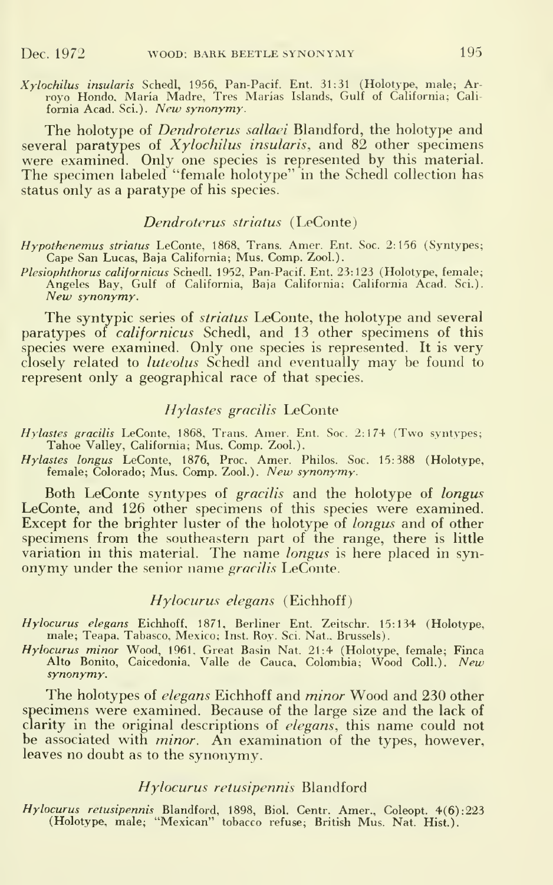*Xylochilus insularis* Schedl, 1956, Pan-Pacif. Ent. 31:31 (Holotype, male; Arroyo Hondo, María Madre, Tres Marías Islands, Gulf of California; California Acad. Sci.). *New synonymy*.

The holotype of *Dendroterus sallaei* Blandford, the holotype and several paratypes of *Xylochilus insularis*, and 82 other specimens were examined. Only one species is represented by this material. The specimen labeled "female holotype" in the Schedl collection has status only as a paratype of his species.

### *Dendroterus striatus* (LeConte)

*Hypothenemus striatus* LeConte, 1868, Trans. Amer. Ent. Soc. 2:156 (Syntypes; Cape San Lucas, Baja California; Mus. Comp. Zool.).

*Plesiophthorus californicus* Schedl, 1952, Pan-Pacif. Ent. 23:123 (Holotype, female; Angeles Bay, Gulf of California, Baja California; California Acad. Sci.). *New synonymy*.

The syntypic series of *striatus* LeConte, the holotype and several paratypes of *californicus* Schedl, and 13 other specimens of this species were examined. Only one species is represented. It is very closely related to *luteolus* Schedl and eventually may be found to represent only a geographical race of that species.

### *Hylastes gracilis* LeConte

*Hylastes gracilis* LeConte, 1868, Trans. Amer. Ent. Soc. 2:174 (Two syntypes; Tahoe Valley, California; Mus. Comp. Zool.).

*Hylastes longus* LeConte, 1876, Proc. Amer. Philos. Soc. 15:388 (Holotype, female; Colorado; Mus. Comp. Zool.). *New synonymy*.

Both LeConte syntypes of *gracilis* and the holotype of *longus* LeConte, and 126 other specimens of this species were examined. Except for the brighter luster of the holotype of *longus* and of other specimens from the southeastern part of the range, there is little variation in this material. The name *longus* is here placed in synonymy under the senior name *gracilis* LeConte.

### *Hylocurus elegans* (Eichhoff)

*Hylocurus elegans* Eichhoff, 1871, Berliner Ent. Zeitschr. 15:134 (Holotype, male; Teapa, Tabasco, Mexico; Inst. Roy. Sci. Nat., Brussels).

*Hylocurus minor* Wood, 1961, Great Basin Nat. 21:4 (Holotype, female; Finca Alto Bonito, Caicedonia, Valle de Cauca, Colombia; Wood Coll.). *New synonymy*.

The holotypes of *elegans* Eichhoff and *minor* Wood and 230 other specimens were examined. Because of the large size and the lack of clarity in the original descriptions of *elegans*, this name could not be associated with *minor*. An examination of the types, however, leaves no doubt as to the synonymy.

### *Hylocurus retusipennis* Blandford

*Hylocurus retusipennis* Blandford, 1898, Biol. Centr. Amer., Coleopt. 4(6):223 (Holotype, male; "Mexican" tobacco refuse; British Mus. Nat. Hist.).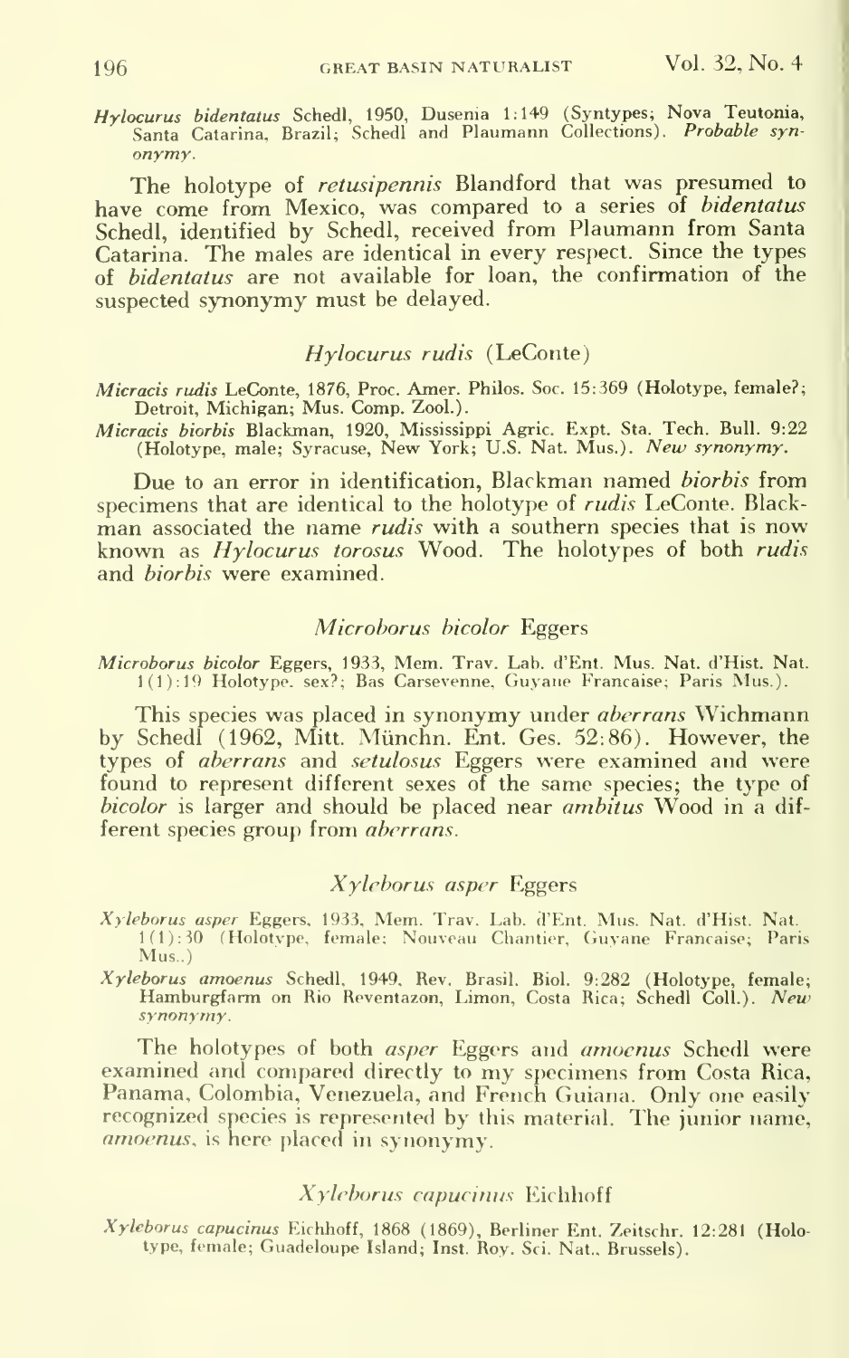*Hylocurus bidentatus* Schedl, 1950, Dusenia 1:149 (Syntypes; Nova Teutonia, Santa Catarina, Brazil; Schedl and Plaumann Collections). *Probable synonymy.*

The holotype of *retusipennis* Blandford that was presumed to have come from Mexico, was compared to a series of *bidentatus* Schedl, identified by Schedl, received from Plaumann from Santa Catarina. The males are identical in every respect. Since the types of *bidentatus* are not available for loan, the confirmation of the suspected synonymy must be delayed.

### *Hylocurus rudis* (LeConte)

*Micracis rudis* LeConte, 1876, Proc. Amer. Philos. Soc. 15:369 (Holotype, female?; Detroit, Michigan; Mus. Comp. Zool.).

*Micracis biorbis* Blackman, 1920, Mississippi Agric. Expt. Sta. Tech. Bull. 9:22 (Holotype, male; Syracuse, New York; U.S. Nat. Mus.). *New synonymy.*

Due to an error in identification, Blackman named *biorbis* from specimens that are identical to the holotype of *rudis* LeConte. Blackman associated the name *rudis* with a southern species that is now known as *Hylocurus torosus* Wood. The holotypes of both *rudis* and *biorbis* were examined.

### *Microborus bicolor* Eggers

*Microborus bicolor* Eggers, 1933, Mem. Trav. Lab. d'Ent. Mus. Nat. d'Hist. Nat. 1(1):19 Holotype, sex?; Bas Carsevenne, Guyane Francaise; Paris Mus.).

This species was placed in synonymy under *aberrans* Wichmann by Schedl (1962, Mitt. Münchn. Ent. Ges. 52:86). However, the types of *aberrans* and *setulosus* Eggers were examined and were found to represent different sexes of the same species; the type of *bicolor* is larger and should be placed near *ambitus* Wood in a different species group from *aberrans*.

### *Xyleborus asper* Eggers

*Xyleborus asper* Eggers, 1933, Mem. Trav. Lab. d'Ent. Mus. Nat. d'Hist. Nat. 1(1):30 (Holotype, female; Nouveau Chantier, Guyane Francaise; Paris Mus..)

*Xyleborus amoenus* Schedl, 1949, Rev. Brasil. Biol. 9:282 (Holotype, female; Hamburgfarm on Rio Reventazon, Limon, Costa Rica; Schedl Coll.). *New synonymy.*

The holotypes of both *asper* Eggers and *amoenus* Schedl were examined and compared directly to my specimens from Costa Rica, Panama, Colombia, Venezuela, and French Guiana. Only one easily recognized species is represented by this material. The junior name, *amoenus*, is here placed in synonymy.

### *Xyleborus capucinus* Eichhoff

*Xyleborus capucinus* Eichhoff, 1868 (1869), Berliner Ent. Zeitschr. 12:281 (Holotype, female; Guadeloupe Island; Inst. Roy. Sci. Nat., Brussels).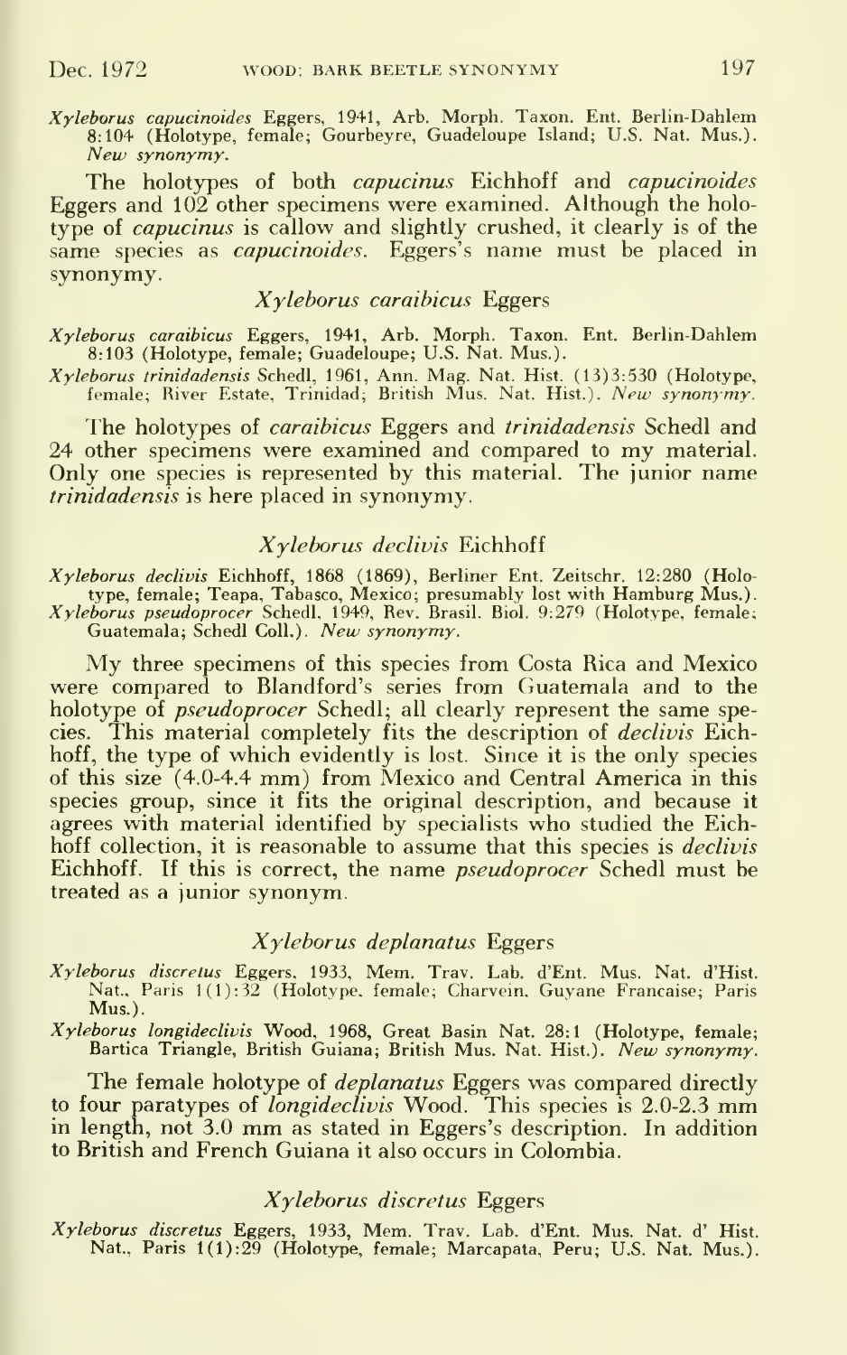*Xyleborus capucinoides* Eggers, 1941, Arb. Morph. Taxon. Ent. Berlin-Dahlem 8:104 (Holotype, female; Gourbeyre, Guadeloupe Island; U.S. Nat. Mus.). *New synonymy*.

The holotypes of both *capucinus* Eichhoff and *capucinoides* Eggers and 102 other specimens were examined. Although the holotype of *capucinus* is callow and slightly crushed, it clearly is of the same species as *capucinoides*. Eggers's name must be placed in synonymy.

### *Xyleborus caraibicus* Eggers

*Xyleborus caraibicus* Eggers, 1941, Arb. Morph. Taxon. Ent. Berlin-Dahlem 8:103 (Holotype, female; Guadeloupe; U.S. Nat. Mus.).

*Xyleborus trinidadensis* Schedl, 1961, Ann. Mag. Nat. Hist. (13)3:530 (Holotype, female; River Estate, Trinidad; British Mus. Nat. Hist.). *New synonymy*.

The holotypes of *caraibicus* Eggers and *trinidadensis* Schedl and 24 other specimens were examined and compared to my material. Only one species is represented by this material. The junior name *trinidadensis* is here placed in synonymy.

### *Xyleborus declivis* Eichhoff

*Xyleborus declivis* Eichhoff, 1868 (1869), Berliner Ent. Zeitschr. 12:280 (Holotype, female; Teapa, Tabasco, Mexico; presumably lost with Hamburg Mus.).

*Xyleborus pseudoprocer* Schedl, 1949, Rev. Brasil. Biol. 9:279 (Holotype, female; Guatemala; Schedl Coll.). *New synonymy*.

My three specimens of this species from Costa Rica and Mexico were compared to Blandford's series from Guatemala and to the holotype of *pseudoprocer* Schedl; all clearly represent the same species. This material completely fits the description of *declivis* Eichhoff, the type of which evidently is lost. Since it is the only species of this size (4.0-4.4 mm) from Mexico and Central America in this species group, since it fits the original description, and because it agrees with material identified by specialists who studied the Eichhoff collection, it is reasonable to assume that this species is *declivis* Eichhoff. If this is correct, the name *pseudoprocer* Schedl must be treated as a junior synonym.

### *Xyleborus deplanatus* Eggers

*Xyleborus discretus* Eggers, 1933, Mem. Trav. Lab. d'Ent. Mus. Nat. d'Hist. Nat., Paris 1(1):32 (Holotype, female; Charvein, Guyane Francaise; Paris Mus.).

*Xyleborus longideclivis* Wood, 1968, Great Basin Nat. 28:1 (Holotype, female; Bartica Triangle, British Guiana; British Mus. Nat. Hist.). *New synonymy*.

The female holotype of *deplanatus* Eggers was compared directly to four paratypes of *longideclivis* Wood. This species is 2.0-2.3 mm in length, not 3.0 mm as stated in Eggers's description. In addition to British and French Guiana it also occurs in Colombia.

### *Xyleborus discretus* Eggers

*Xyleborus discretus* Eggers, 1933, Mem. Trav. Lab. d'Ent. Mus. Nat. d' Hist. Nat., Paris 1(1):29 (Holotype, female; Marcapata, Peru; U.S. Nat. Mus.).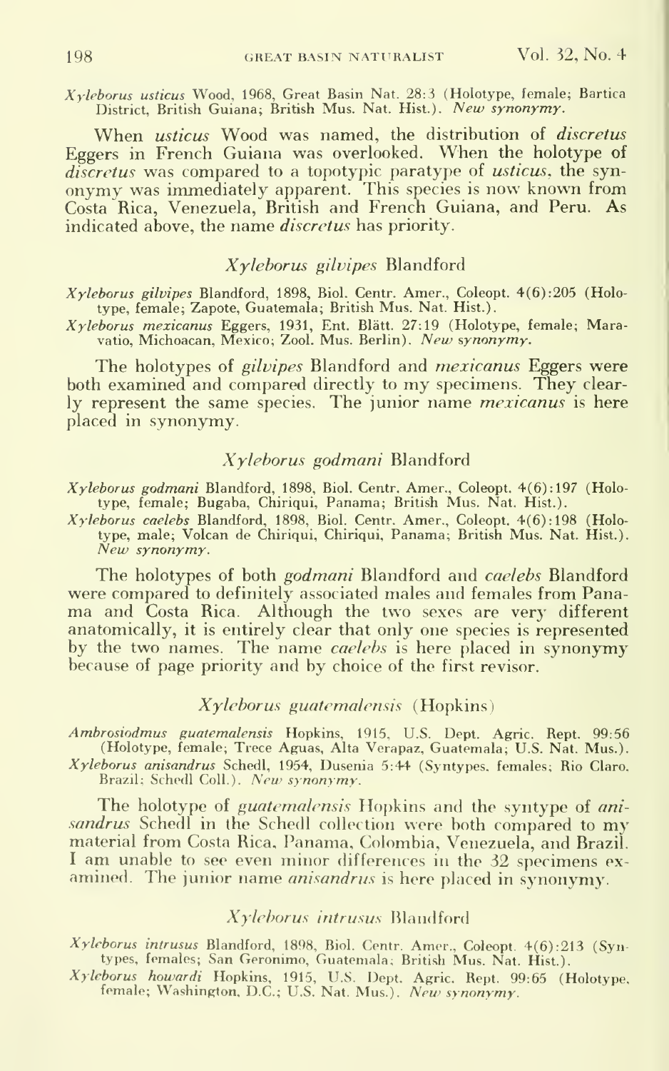*Xyleborus usticus* Wood, 1968, Great Basin Nat. 28:3 (Holotype, female; Bartica District, British Guiana; British Mus. Nat. Hist.). *New synonymy.*

When *usticus* Wood was named, the distribution of *discretus* Eggers in French Guiana was overlooked. When the holotype of *discretus* was compared to a topotypic paratype of *usticus*, the synonymy was immediately apparent. This species is now known from Costa Rica, Venezuela, British and French Guiana, and Peru. As indicated above, the name *discretus* has priority.

### *Xyleborus gilvipes* Blandford

*Xyleborus gilvipes* Blandford, 1898, Biol. Centr. Amer., Coleopt. 4(6):205 (Holotype, female; Zapote, Guatemala; British Mus. Nat. Hist.).

*Xyleborus mexicanus* Eggers, 1931, Ent. Blätt. 27:19 (Holotype, female; Maravatio, Michoacan, Mexico; Zool. Mus. Berlin). *New synonymy.*

The holotypes of *gilvipes* Blandford and *mexicanus* Eggers were both examined and compared directly to my specimens. They clearly represent the same species. The junior name *mexicanus* is here placed in synonymy.

### *Xyleborus godmani* Blandford

*Xyleborus godmani* Blandford, 1898, Biol. Centr. Amer., Coleopt. 4(6):197 (Holotype, female; Bugaba, Chiriqui, Panama; British Mus. Nat. Hist.).

*Xyleborus caelebs* Blandford, 1898, Biol. Centr. Amer., Coleopt. 4(6):198 (Holotype, male; Volcan de Chiriqui, Chiriqui, Panama; British Mus. Nat. Hist.). *New synonymy.*

The holotypes of both *godmani* Blandford and *caelebs* Blandford were compared to definitely associated males and females from Panama and Costa Rica. Although the two sexes are very different anatomically, it is entirely clear that only one species is represented by the two names. The name *caelebs* is here placed in synonymy because of page priority and by choice of the first revisor.

### *Xyleborus guatemalensis* (Hopkins)

*Ambrosiodmus guatemalensis* Hopkins, 1915, U.S. Dept. Agric. Rept. 99:56 (Holotype, female; Trece Aguas, Alta Verapaz, Guatemala; U.S. Nat. Mus.).

*Xyleborus anisandrus* Schedl, 1954, Dusenia 5:44 (Syntypes, females; Rio Claro, Brazil; Schedl Coll.). *New synonymy.*

The holotype of *guatemalensis* Hopkins and the syntype of *anisandrus* Schedl in the Schedl collection were both compared to my material from Costa Rica, Panama, Colombia, Venezuela, and Brazil. I am unable to see even minor differences in the 32 specimens examined. The junior name *anisandrus* is here placed in synonymy.

### *Xyleborus intrusus* Blandford

*Xyleborus intrusus* Blandford, 1898, Biol. Centr. Amer., Coleopt. 4(6):213 (Syntypes, females; San Geronimo, Guatemala; British Mus. Nat. Hist.).

*Xyleborus howardi* Hopkins, 1915, U.S. Dept. Agric. Rept. 99:65 (Holotype, female; Washington, D.C.; U.S. Nat. Mus.). *New synonymy.*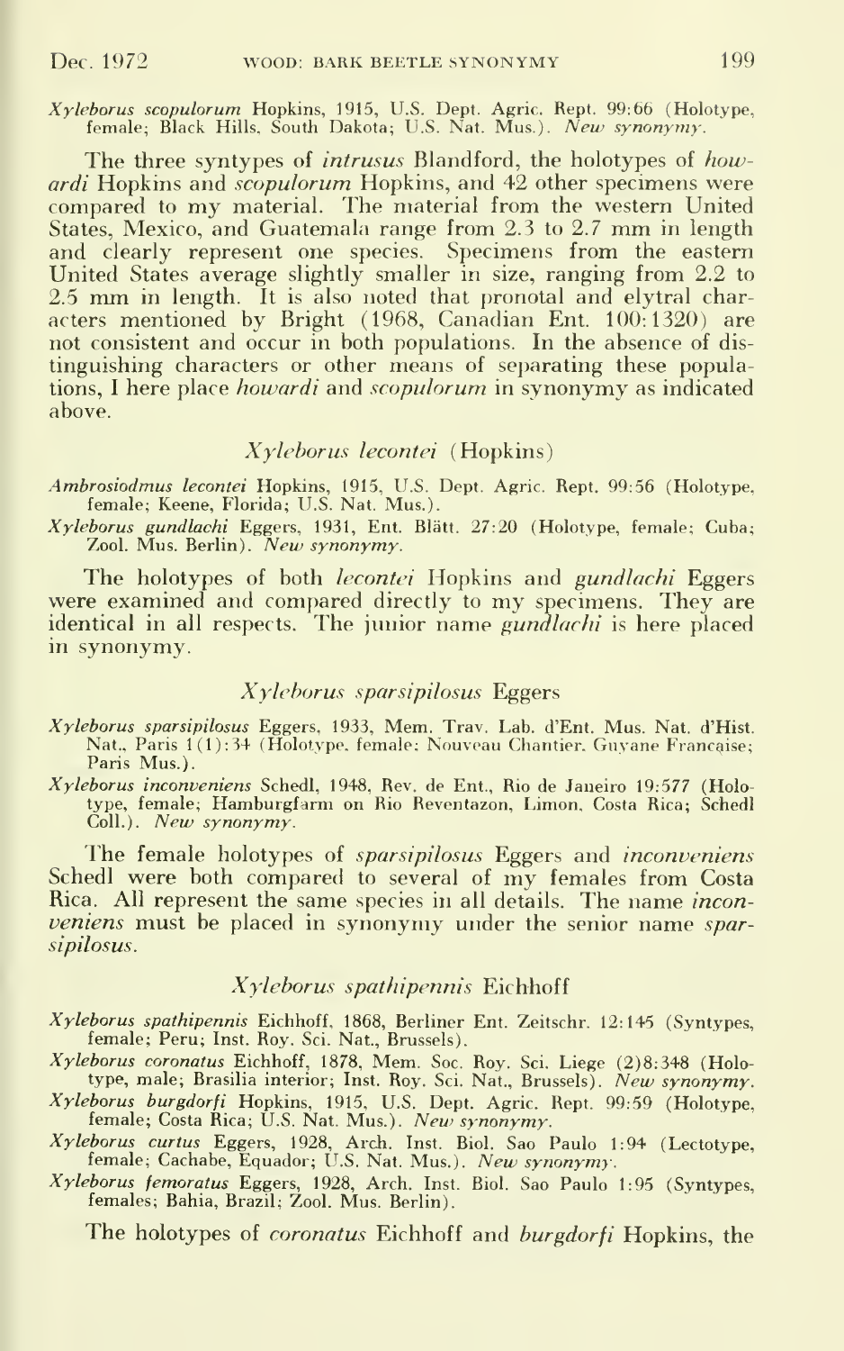*Xyleborus scopulorum* Hopkins, 1915, U.S. Dept. Agric. Rept. 99:66 (Holotype, female; Black Hills, South Dakota; U.S. Nat. Mus.). *New synonymy.*

The three syntypes of *intrusus* Blandford, the holotypes of *howardi* Hopkins and *scopulorum* Hopkins, and 42 other specimens were compared to my material. The material from the western United States, Mexico, and Guatemala range from 2.3 to 2.7 mm in length and clearly represent one species. Specimens from the eastern United States average slightly smaller in size, ranging from 2.2 to 2.5 mm in length. It is also noted that pronotal and elytral characters mentioned by Bright (1968, Canadian Ent. 100:1320) are not consistent and occur in both populations. In the absence of distinguishing characters or other means of separating these populations, I here place *howardi* and *scopulorum* in synonymy as indicated above.

### *Xyleborus lecontei* (Hopkins)

*Ambrosiodmus lecontei* Hopkins, 1915, U.S. Dept. Agric. Rept. 99:56 (Holotype, female; Keene, Florida; U.S. Nat. Mus.).

*Xyleborus gundlachi* Eggers, 1931, Ent. Blätt. 27:20 (Holotype, female; Cuba; Zool. Mus. Berlin). *New synonymy.*

The holotypes of both *lecontei* Hopkins and *gundlachi* Eggers were examined and compared directly to my specimens. They are identical in all respects. The junior name *gundlachi* is here placed in synonymy.

### *Xyleborus sparsipilosus* Eggers

*Xyleborus sparsipilosus* Eggers, 1933, Mem. Trav. Lab. d'Ent. Mus. Nat. d'Hist. Nat., Paris 1(1):34 (Holotype, female; Nouveau Chantier, Guyane Francaise; Paris Mus.).

*Xyleborus inconveniens* Schedl, 1948, Rev. de Ent., Rio de Janeiro 19:577 (Holotype, female; Hamburgfarm on Rio Reventazon, Limon, Costa Rica; Schedl Coll.). *New synonymy.*

The female holotypes of *sparsipilosus* Eggers and *inconveniens* Schedl were both compared to several of my females from Costa Rica. All represent the same species in all details. The name *inconveniens* must be placed in synonymy under the senior name *sparsipilosus*.

### *Xyleborus spathipennis* Eichhoff

*Xyleborus spathipennis* Eichhoff, 1868, Berliner Ent. Zeitschr. 12:145 (Syntypes, female; Peru; Inst. Roy. Sci. Nat., Brussels).

*Xyleborus coronatus* Eichhoff, 1878, Mem. Soc. Roy. Sci. Liege (2)8:348 (Holotype, male; Brasilia interior; Inst. Roy. Sci. Nat., Brussels). *New synonymy.*

*Xyleborus burgdorfi* Hopkins, 1915, U.S. Dept. Agric. Rept. 99:59 (Holotype, female; Costa Rica; U.S. Nat. Mus.). *New synonymy.*

*Xyleborus curtus* Eggers, 1928, Arch. Inst. Biol. Sao Paulo 1:94 (Lectotype, female; Cachabe, Equador; U.S. Nat. Mus.). *New synonymy.*

*Xyleborus femoratus* Eggers, 1928, Arch. Inst. Biol. Sao Paulo 1:95 (Syntypes, females; Bahia, Brazil; Zool. Mus. Berlin).

The holotypes of *coronatus* Eichhoff and *burgdorfi* Hopkins, the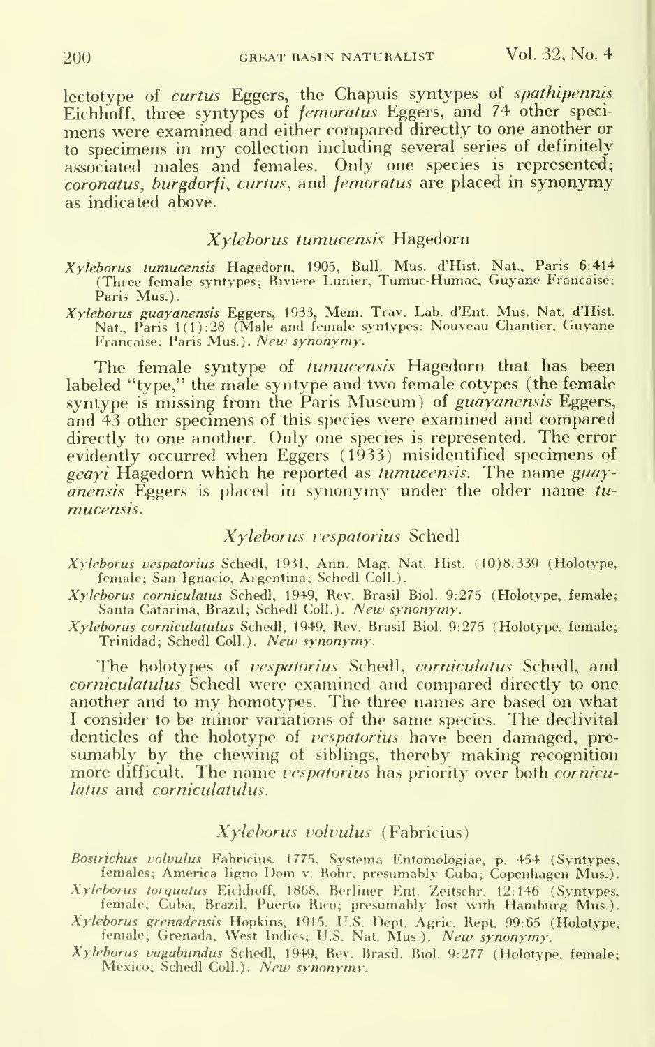lectotype of *curtus* Eggers, the Chapuis syntypes of *spathipennis* Eichhoff, three syntypes of *femoratus* Eggers, and 74 other specimens were examined and either compared directly to one another or to specimens in my collection including several series of definitely associated males and females. Only one species is represented; *coronatus*, *burgdorfi*, *curtus*, and *femoratus* are placed in synonymy as indicated above.

### *Xyleborus tumucensis* Hagedorn

*Xyleborus tumucensis* Hagedorn, 1905, Bull. Mus. d'Hist. Nat., Paris 6:414 (Three female syntypes; Riviere Lunier, Tumuc-Humac, Guyane Francaise; Paris Mus.).

*Xyleborus guayanensis* Eggers, 1933, Mem. Trav. Lab. d'Ent. Mus. Nat. d'Hist. Nat., Paris 1(1):28 (Male and female syntypes; Nouveau Chantier, Guyane Francaise; Paris Mus.). *New synonymy*.

The female syntype of *tumucensis* Hagedorn that has been labeled "type," the male syntype and two female cotypes (the female syntype is missing from the Paris Museum) of *guayanensis* Eggers, and 43 other specimens of this species were examined and compared directly to one another. Only one species is represented. The error evidently occurred when Eggers (1933) misidentified specimens of *geayi* Hagedorn which he reported as *tumucensis*. The name *guayanensis* Eggers is placed in synonymy under the older name *tumucensis*.

### *Xyleborus vespatorius* Schedl

*Xyleborus vespatorius* Schedl, 1931, Ann. Mag. Nat. Hist. (10)8:339 (Holotype, female; San Ignacio, Argentina; Schedl Coll.).

*Xyleborus corniculatus* Schedl, 1949, Rev. Brasil Biol. 9:275 (Holotype, female; Santa Catarina, Brazil; Schedl Coll.). *New synonymy*.

*Xyleborus corniculatulus* Schedl, 1949, Rev. Brasil Biol. 9:275 (Holotype, female; Trinidad; Schedl Coll.). *New synonymy*.

The holotypes of *vespatorius* Schedl, *corniculatus* Schedl, and *corniculatulus* Schedl were examined and compared directly to one another and to my homotypes. The three names are based on what I consider to be minor variations of the same species. The declivital denticles of the holotype of *vespatorius* have been damaged, presumably by the chewing of siblings, thereby making recognition more difficult. The name *vespatorius* has priority over both *corniculatus* and *corniculatulus*.

### *Xyleborus volvulus* (Fabricius)

*Bostrichus volvulus* Fabricius, 1775, Systema Entomologiae, p. 454 (Syntypes, females; America ligno Dom v. Rohr, presumably Cuba; Copenhagen Mus.).

*Xyleborus torquatus* Eichhoff, 1868, Berliner Ent. Zeitschr. 12:146 (Syntypes, female; Cuba, Brazil, Puerto Rico; presumably lost with Hamburg Mus.).

*Xyleborus grenadensis* Hopkins, 1915, U.S. Dept. Agric. Rept. 99:65 (Holotype, female; Grenada, West Indies; U.S. Nat. Mus.). *New synonymy*.

*Xyleborus vagabundus* Schedl, 1949, Rev. Brasil. Biol. 9:277 (Holotype, female; Mexico; Schedl Coll.). *New synonymy*.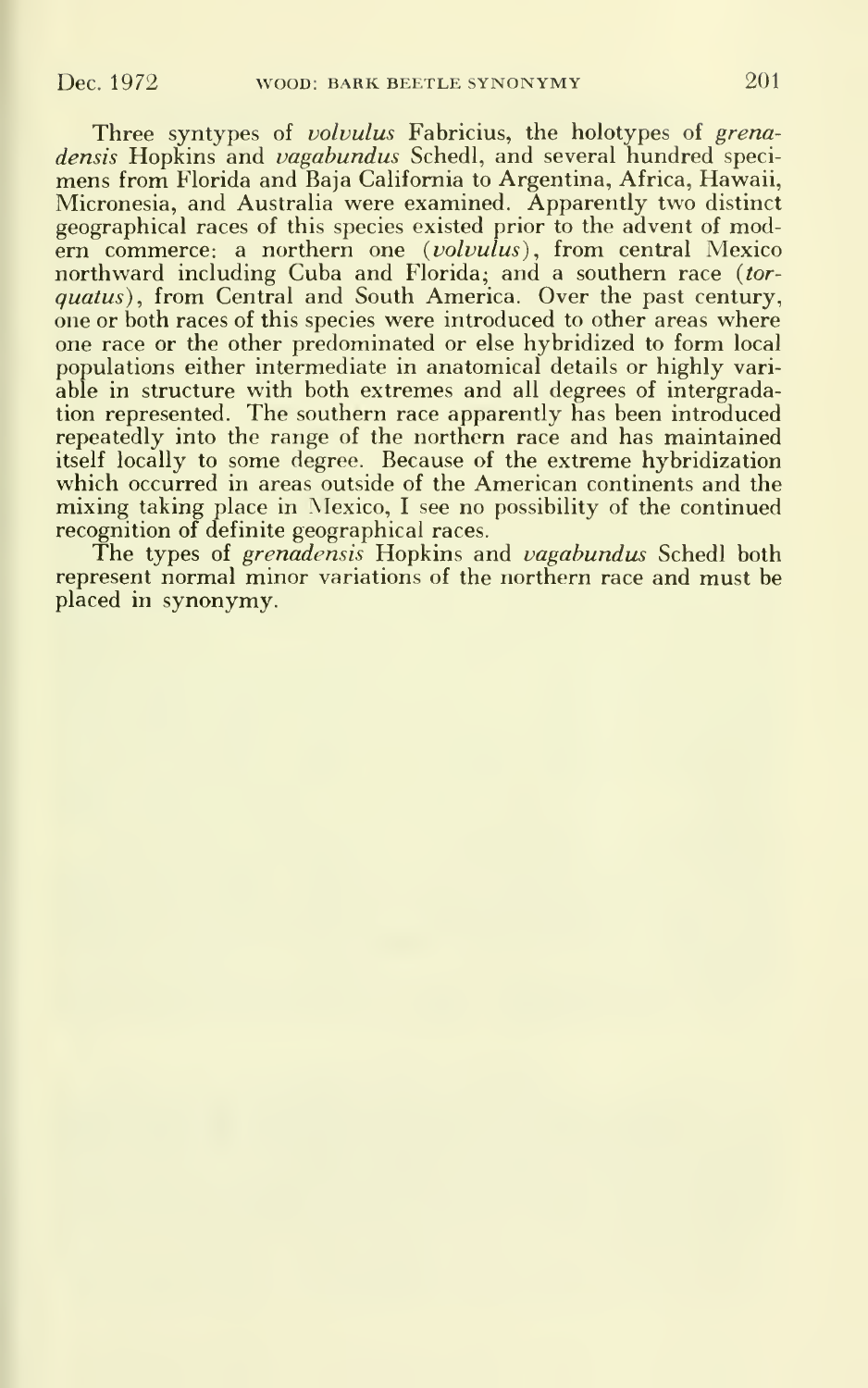Three syntypes of *volvulus* Fabricius, the holotypes of *grenadensis* Hopkins and *vagabundus* Schedl, and several hundred specimens from Florida and Baja California to Argentina, Africa, Hawaii, Micronesia, and Australia were examined. Apparently two distinct geographical races of this species existed prior to the advent of modern commerce: a northern one (*volvulus*), from central Mexico northward including Cuba and Florida; and a southern race (*torquatus*), from Central and South America. Over the past century, one or both races of this species were introduced to other areas where one race or the other predominated or else hybridized to form local populations either intermediate in anatomical details or highly variable in structure with both extremes and all degrees of intergradation represented. The southern race apparently has been introduced repeatedly into the range of the northern race and has maintained itself locally to some degree. Because of the extreme hybridization which occurred in areas outside of the American continents and the mixing taking place in Mexico, I see no possibility of the continued recognition of definite geographical races.

The types of *grenadensis* Hopkins and *vagabundus* Schedl both represent normal minor variations of the northern race and must be placed in synonymy.